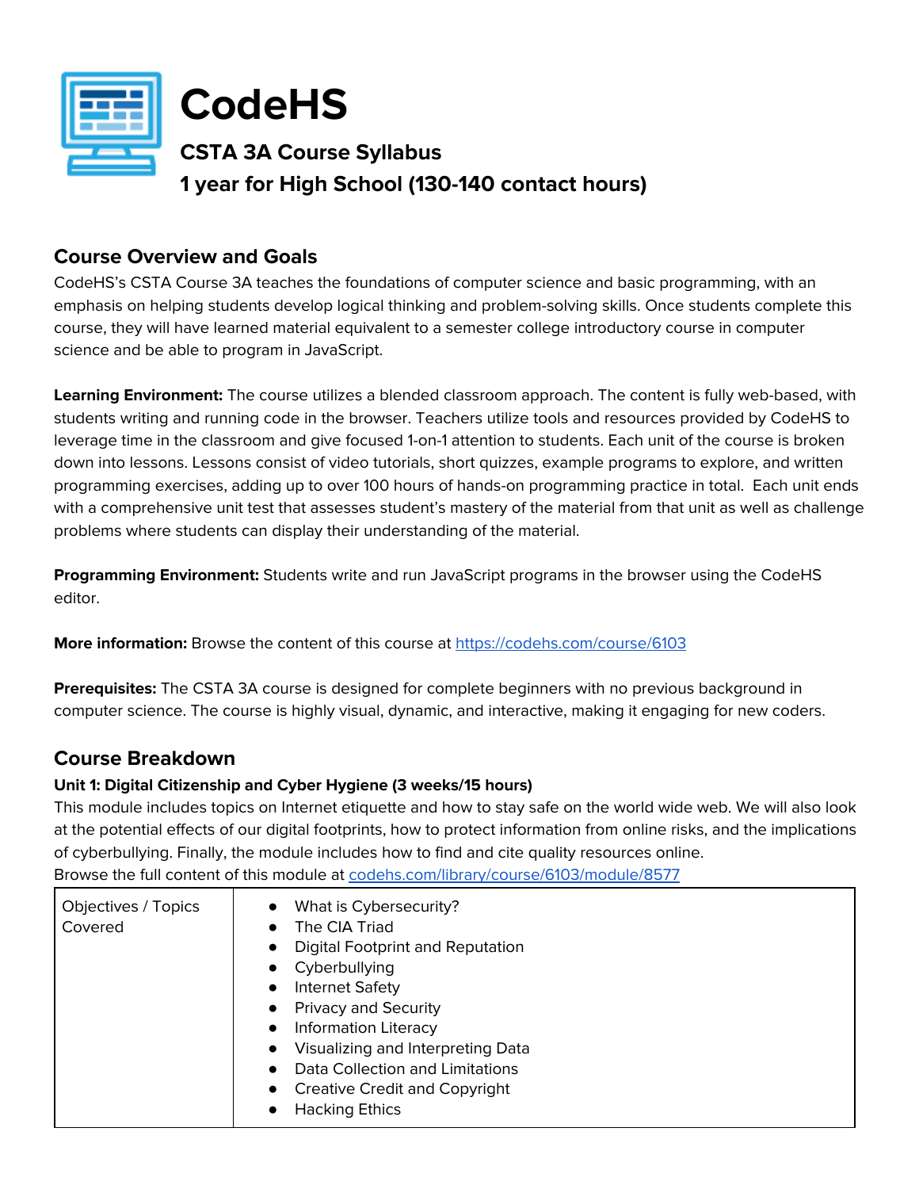# CodeHS

## CSTA 3A Course Syllabus

## 1 year for High School (130-140 contact hours)

## Course Overview and Goals

CodeHS's CSTA Course 3A teaches the foundations of computer science and basic programming, with an emphasis on helping students develop logical thinking and problem-solving skills. Once students complete this course, they will have learned material equivalent to a semester college introductory course in computer science and be able to program in JavaScript.

**Learning Environment:** The course utilizes a blended classroom approach. The content is fully web-based, with students writing and running code in the browser. Teachers utilize tools and resources provided by CodeHS to leverage time in the classroom and give focused 1-on-1 attention to students. Each unit of the course is broken down into lessons. Lessons consist of video tutorials, short quizzes, example programs to explore, and written programming exercises, adding up to over 100 hours of hands-on programming practice in total. Each unit ends with a comprehensive unit test that assesses student's mastery of the material from that unit as well as challenge problems where students can display their understanding of the material.

**Programming Environment:** Students write and run JavaScript programs in the browser using the CodeHS editor.

**More information:** Browse the content of this course at https://codehs.com/course/6103

**Prerequisites:** The CSTA 3A course is designed for complete beginners with no previous background in computer science. The course is highly visual, dynamic, and interactive, making it engaging for new coders.

## Course Breakdown

### Unit 1: Digital Citizenship and Cyber Hygiene (3 weeks/15 hours)

This module includes topics on Internet etiquette and how to stay safe on the world wide web. We will also look at the potential effects of our digital footprints, how to protect information from online risks, and the implications of cyberbullying. Finally, the module includes how to find and cite quality resources online.
Browse the full content of this module at codehs.com/library/course/6103/module/8577

| Objectives / Topics Covered | <ul><li>What is Cybersecurity?</li><li>The CIA Triad</li><li>Digital Footprint and Reputation</li><li>Cyberbullying</li><li>Internet Safety</li><li>Privacy and Security</li><li>Information Literacy</li><li>Visualizing and Interpreting Data</li><li>Data Collection and Limitations</li><li>Creative Credit and Copyright</li><li>Hacking Ethics</li></ul> |
|---|---|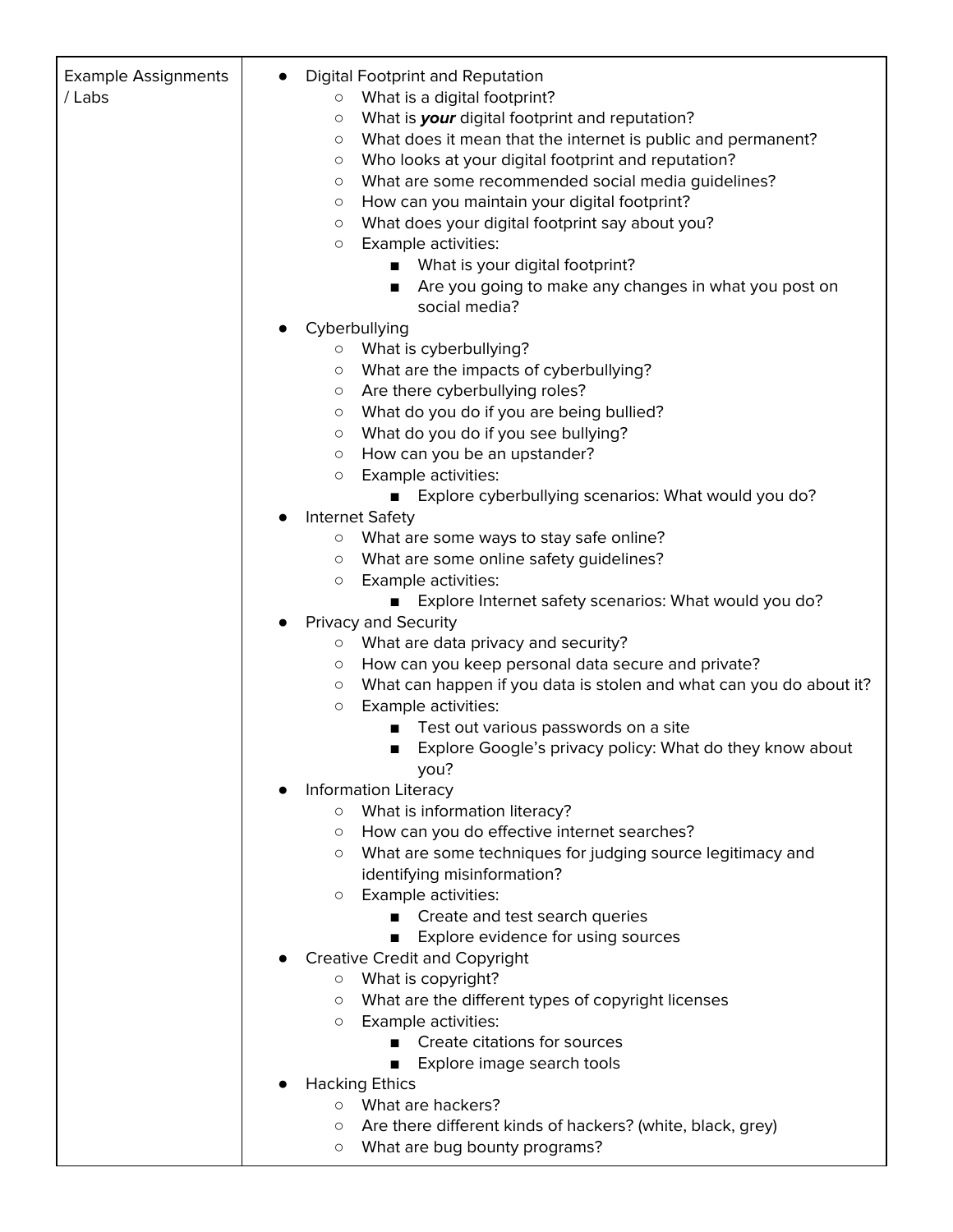| Example Assignments / Labs | <ul><li>Digital Footprint and Reputation<ul><li>What is a digital footprint?</li><li>What is ***your*** digital footprint and reputation?</li><li>What does it mean that the internet is public and permanent?</li><li>Who looks at your digital footprint and reputation?</li><li>What are some recommended social media guidelines?</li><li>How can you maintain your digital footprint?</li><li>What does your digital footprint say about you?</li><li>Example activities:<ul><li>What is your digital footprint?</li><li>Are you going to make any changes in what you post on social media?</li></ul></li></ul></li><li>Cyberbullying<ul><li>What is cyberbullying?</li><li>What are the impacts of cyberbullying?</li><li>Are there cyberbullying roles?</li><li>What do you do if you are being bullied?</li><li>What do you do if you see bullying?</li><li>How can you be an upstander?</li><li>Example activities:<ul><li>Explore cyberbullying scenarios: What would you do?</li></ul></li></ul></li><li>Internet Safety<ul><li>What are some ways to stay safe online?</li><li>What are some online safety guidelines?</li><li>Example activities:<ul><li>Explore Internet safety scenarios: What would you do?</li></ul></li></ul></li><li>Privacy and Security<ul><li>What are data privacy and security?</li><li>How can you keep personal data secure and private?</li><li>What can happen if you data is stolen and what can you do about it?</li><li>Example activities:<ul><li>Test out various passwords on a site</li><li>Explore Google's privacy policy: What do they know about you?</li></ul></li></ul></li><li>Information Literacy<ul><li>What is information literacy?</li><li>How can you do effective internet searches?</li><li>What are some techniques for judging source legitimacy and identifying misinformation?</li><li>Example activities:<ul><li>Create and test search queries</li><li>Explore evidence for using sources</li></ul></li></ul></li><li>Creative Credit and Copyright<ul><li>What is copyright?</li><li>What are the different types of copyright licenses</li><li>Example activities:<ul><li>Create citations for sources</li><li>Explore image search tools</li></ul></li></ul></li><li>Hacking Ethics<ul><li>What are hackers?</li><li>Are there different kinds of hackers? (white, black, grey)</li><li>What are bug bounty programs?</li></ul></li></ul> |
|---|---|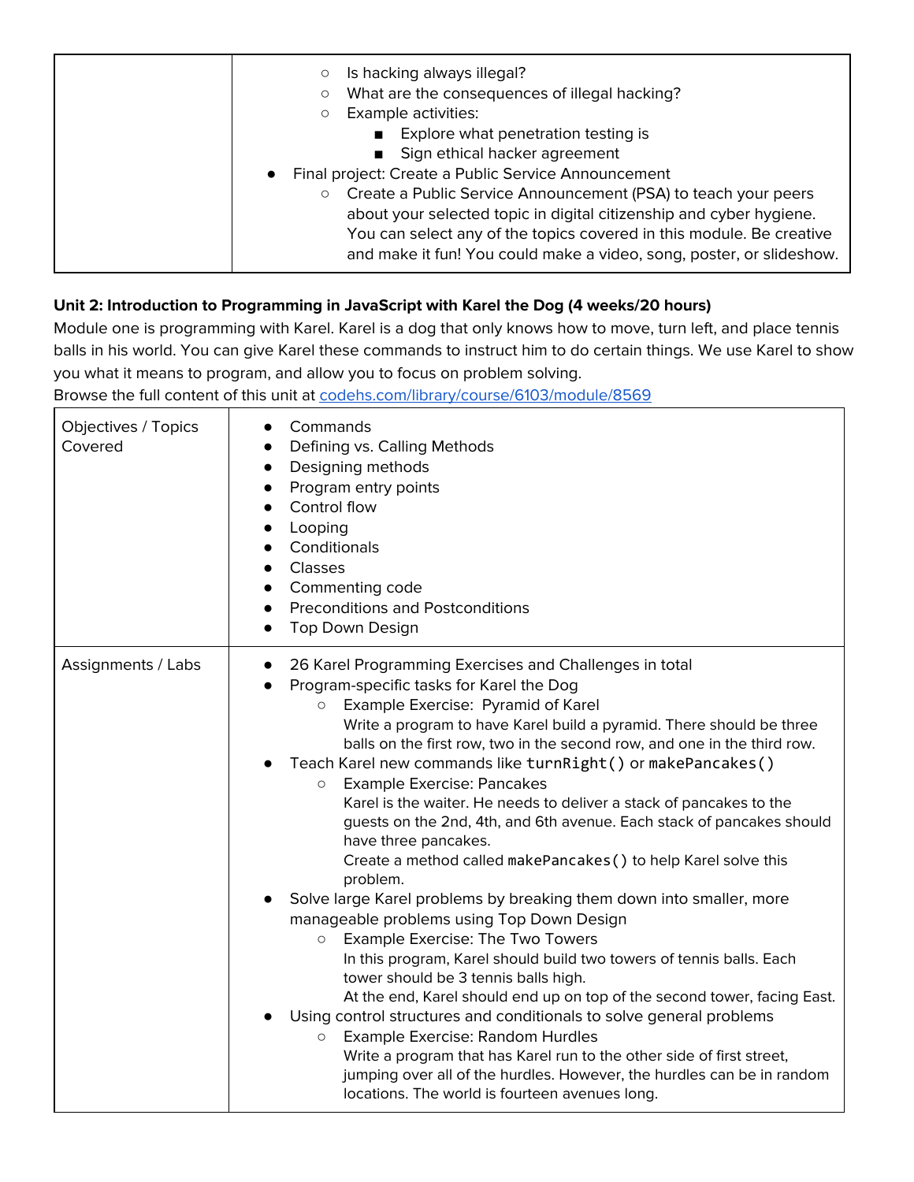| | |
|---|---|
| | ○ Is hacking always illegal?<br>○ What are the consequences of illegal hacking?<br>○ Example activities:<br>■ Explore what penetration testing is<br>■ Sign ethical hacker agreement<br>● Final project: Create a Public Service Announcement<br>○ Create a Public Service Announcement (PSA) to teach your peers about your selected topic in digital citizenship and cyber hygiene. You can select any of the topics covered in this module. Be creative and make it fun! You could make a video, song, poster, or slideshow. |

**Unit 2: Introduction to Programming in JavaScript with Karel the Dog (4 weeks/20 hours)**

Module one is programming with Karel. Karel is a dog that only knows how to move, turn left, and place tennis balls in his world. You can give Karel these commands to instruct him to do certain things. We use Karel to show you what it means to program, and allow you to focus on problem solving.

Browse the full content of this unit at [codehs.com/library/course/6103/module/8569](codehs.com/library/course/6103/module/8569)

| | |
|---|---|
| Objectives / Topics Covered | ● Commands<br>● Defining vs. Calling Methods<br>● Designing methods<br>● Program entry points<br>● Control flow<br>● Looping<br>● Conditionals<br>● Classes<br>● Commenting code<br>● Preconditions and Postconditions<br>● Top Down Design |
| Assignments / Labs | ● 26 Karel Programming Exercises and Challenges in total<br>● Program-specific tasks for Karel the Dog<br>○ Example Exercise: Pyramid of Karel<br>Write a program to have Karel build a pyramid. There should be three balls on the first row, two in the second row, and one in the third row.<br>● Teach Karel new commands like `turnRight()` or `makePancakes()`<br>○ Example Exercise: Pancakes<br>Karel is the waiter. He needs to deliver a stack of pancakes to the guests on the 2nd, 4th, and 6th avenue. Each stack of pancakes should have three pancakes.<br>Create a method called `makePancakes()` to help Karel solve this problem.<br>● Solve large Karel problems by breaking them down into smaller, more manageable problems using Top Down Design<br>○ Example Exercise: The Two Towers<br>In this program, Karel should build two towers of tennis balls. Each tower should be 3 tennis balls high.<br>At the end, Karel should end up on top of the second tower, facing East.<br>● Using control structures and conditionals to solve general problems<br>○ Example Exercise: Random Hurdles<br>Write a program that has Karel run to the other side of first street, jumping over all of the hurdles. However, the hurdles can be in random locations. The world is fourteen avenues long. |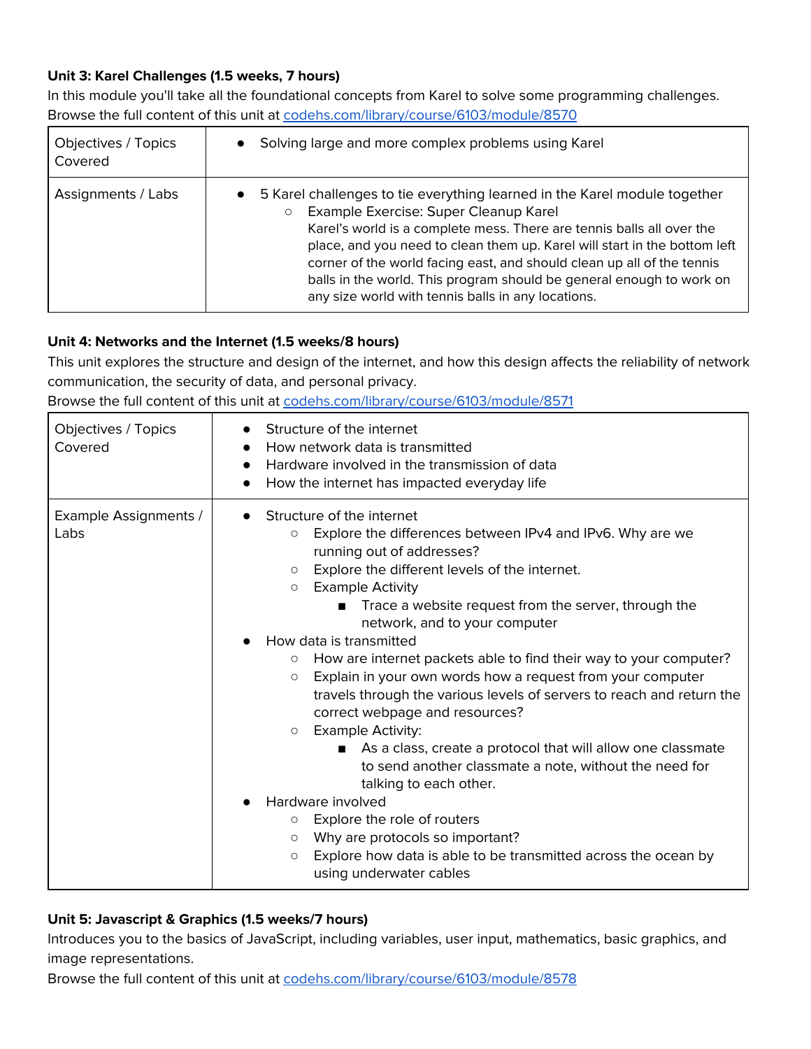**Unit 3: Karel Challenges (1.5 weeks, 7 hours)**

In this module you'll take all the foundational concepts from Karel to solve some programming challenges.
Browse the full content of this unit at [codehs.com/library/course/6103/module/8570](https://codehs.com/library/course/6103/module/8570)

| Objectives / Topics Covered | ● Solving large and more complex problems using Karel |
|---|---|
| Assignments / Labs | ● 5 Karel challenges to tie everything learned in the Karel module together<br>○ Example Exercise: Super Cleanup Karel<br>Karel's world is a complete mess. There are tennis balls all over the place, and you need to clean them up. Karel will start in the bottom left corner of the world facing east, and should clean up all of the tennis balls in the world. This program should be general enough to work on any size world with tennis balls in any locations. |

**Unit 4: Networks and the Internet (1.5 weeks/8 hours)**

This unit explores the structure and design of the internet, and how this design affects the reliability of network communication, the security of data, and personal privacy.
Browse the full content of this unit at [codehs.com/library/course/6103/module/8571](https://codehs.com/library/course/6103/module/8571)

| Objectives / Topics Covered | ● Structure of the internet<br>● How network data is transmitted<br>● Hardware involved in the transmission of data<br>● How the internet has impacted everyday life |
|---|---|
| Example Assignments / Labs | ● Structure of the internet<br>○ Explore the differences between IPv4 and IPv6. Why are we running out of addresses?<br>○ Explore the different levels of the internet.<br>○ Example Activity<br>■ Trace a website request from the server, through the network, and to your computer<br>● How data is transmitted<br>○ How are internet packets able to find their way to your computer?<br>○ Explain in your own words how a request from your computer travels through the various levels of servers to reach and return the correct webpage and resources?<br>○ Example Activity:<br>■ As a class, create a protocol that will allow one classmate to send another classmate a note, without the need for talking to each other.<br>● Hardware involved<br>○ Explore the role of routers<br>○ Why are protocols so important?<br>○ Explore how data is able to be transmitted across the ocean by using underwater cables |

**Unit 5: Javascript & Graphics (1.5 weeks/7 hours)**

Introduces you to the basics of JavaScript, including variables, user input, mathematics, basic graphics, and image representations.
Browse the full content of this unit at [codehs.com/library/course/6103/module/8578](https://codehs.com/library/course/6103/module/8578)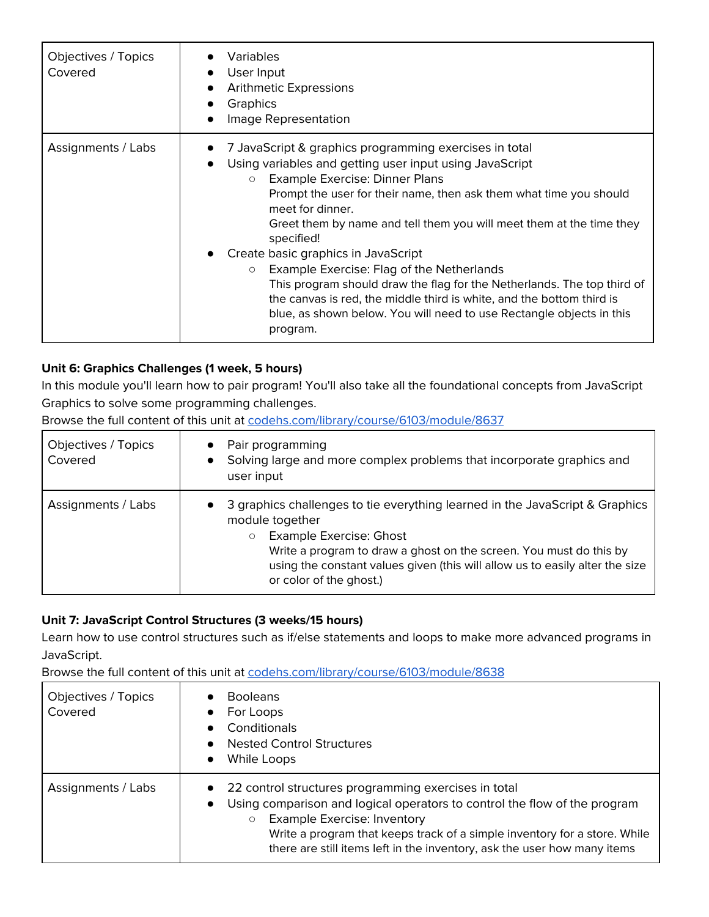| | |
|---|---|
| Objectives / Topics Covered | • Variables<br>• User Input<br>• Arithmetic Expressions<br>• Graphics<br>• Image Representation |
| Assignments / Labs | • 7 JavaScript & graphics programming exercises in total<br>• Using variables and getting user input using JavaScript<br>&nbsp;&nbsp;&nbsp;&nbsp;○ Example Exercise: Dinner Plans<br>&nbsp;&nbsp;&nbsp;&nbsp;Prompt the user for their name, then ask them what time you should meet for dinner.<br>&nbsp;&nbsp;&nbsp;&nbsp;Greet them by name and tell them you will meet them at the time they specified!<br>• Create basic graphics in JavaScript<br>&nbsp;&nbsp;&nbsp;&nbsp;○ Example Exercise: Flag of the Netherlands<br>&nbsp;&nbsp;&nbsp;&nbsp;This program should draw the flag for the Netherlands. The top third of the canvas is red, the middle third is white, and the bottom third is blue, as shown below. You will need to use Rectangle objects in this program. |

**Unit 6: Graphics Challenges (1 week, 5 hours)**

In this module you'll learn how to pair program! You'll also take all the foundational concepts from JavaScript Graphics to solve some programming challenges.

Browse the full content of this unit at codehs.com/library/course/6103/module/8637

| | |
|---|---|
| Objectives / Topics Covered | • Pair programming<br>• Solving large and more complex problems that incorporate graphics and user input |
| Assignments / Labs | • 3 graphics challenges to tie everything learned in the JavaScript & Graphics module together<br>&nbsp;&nbsp;&nbsp;&nbsp;○ Example Exercise: Ghost<br>&nbsp;&nbsp;&nbsp;&nbsp;Write a program to draw a ghost on the screen. You must do this by using the constant values given (this will allow us to easily alter the size or color of the ghost.) |

**Unit 7: JavaScript Control Structures (3 weeks/15 hours)**

Learn how to use control structures such as if/else statements and loops to make more advanced programs in JavaScript.

Browse the full content of this unit at codehs.com/library/course/6103/module/8638

| | |
|---|---|
| Objectives / Topics Covered | • Booleans<br>• For Loops<br>• Conditionals<br>• Nested Control Structures<br>• While Loops |
| Assignments / Labs | • 22 control structures programming exercises in total<br>• Using comparison and logical operators to control the flow of the program<br>&nbsp;&nbsp;&nbsp;&nbsp;○ Example Exercise: Inventory<br>&nbsp;&nbsp;&nbsp;&nbsp;Write a program that keeps track of a simple inventory for a store. While there are still items left in the inventory, ask the user how many items |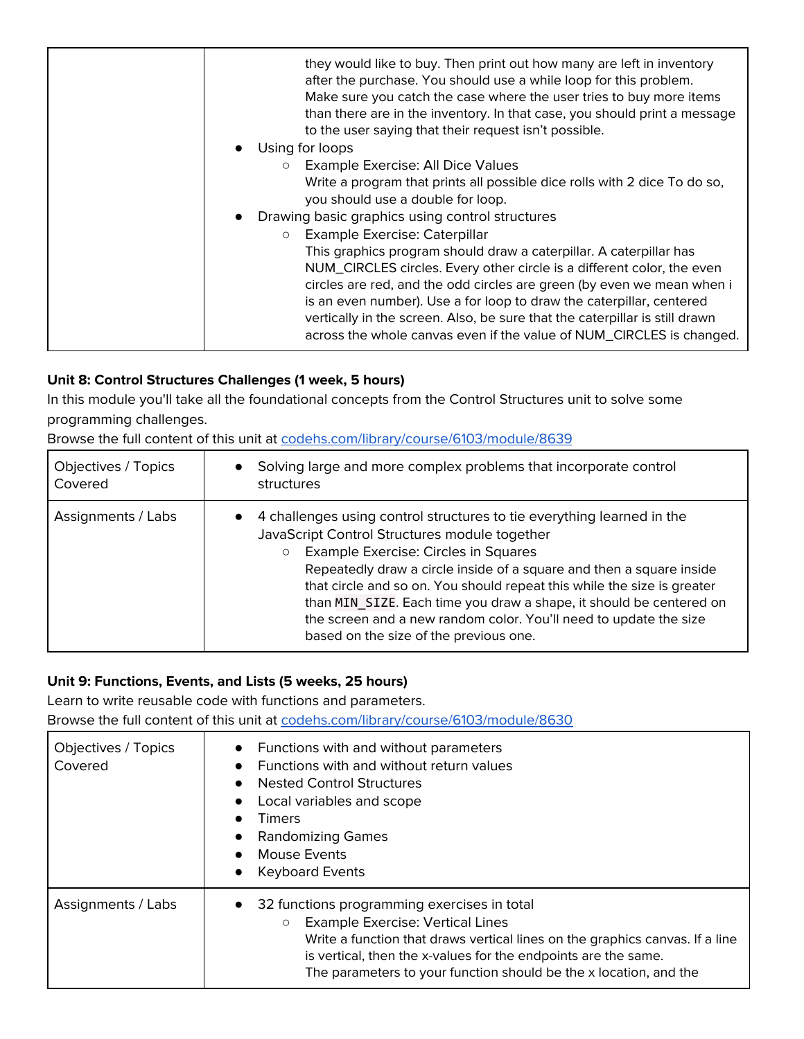| | they would like to buy. Then print out how many are left in inventory after the purchase. You should use a while loop for this problem. Make sure you catch the case where the user tries to buy more items than there are in the inventory. In that case, you should print a message to the user saying that their request isn't possible.<br>● Using for loops<br>○ Example Exercise: All Dice Values<br>Write a program that prints all possible dice rolls with 2 dice To do so, you should use a double for loop.<br>● Drawing basic graphics using control structures<br>○ Example Exercise: Caterpillar<br>This graphics program should draw a caterpillar. A caterpillar has NUM_CIRCLES circles. Every other circle is a different color, the even circles are red, and the odd circles are green (by even we mean when i is an even number). Use a for loop to draw the caterpillar, centered vertically in the screen. Also, be sure that the caterpillar is still drawn across the whole canvas even if the value of NUM_CIRCLES is changed. |
|---|---|

**Unit 8: Control Structures Challenges (1 week, 5 hours)**

In this module you'll take all the foundational concepts from the Control Structures unit to solve some programming challenges.

Browse the full content of this unit at codehs.com/library/course/6103/module/8639

| Objectives / Topics Covered | ● Solving large and more complex problems that incorporate control structures |
|---|---|
| Assignments / Labs | ● 4 challenges using control structures to tie everything learned in the JavaScript Control Structures module together<br>○ Example Exercise: Circles in Squares<br>Repeatedly draw a circle inside of a square and then a square inside that circle and so on. You should repeat this while the size is greater than `MIN_SIZE`. Each time you draw a shape, it should be centered on the screen and a new random color. You'll need to update the size based on the size of the previous one. |

**Unit 9: Functions, Events, and Lists (5 weeks, 25 hours)**

Learn to write reusable code with functions and parameters.

Browse the full content of this unit at codehs.com/library/course/6103/module/8630

| Objectives / Topics Covered | ● Functions with and without parameters<br>● Functions with and without return values<br>● Nested Control Structures<br>● Local variables and scope<br>● Timers<br>● Randomizing Games<br>● Mouse Events<br>● Keyboard Events |
|---|---|
| Assignments / Labs | ● 32 functions programming exercises in total<br>○ Example Exercise: Vertical Lines<br>Write a function that draws vertical lines on the graphics canvas. If a line is vertical, then the x-values for the endpoints are the same. The parameters to your function should be the x location, and the |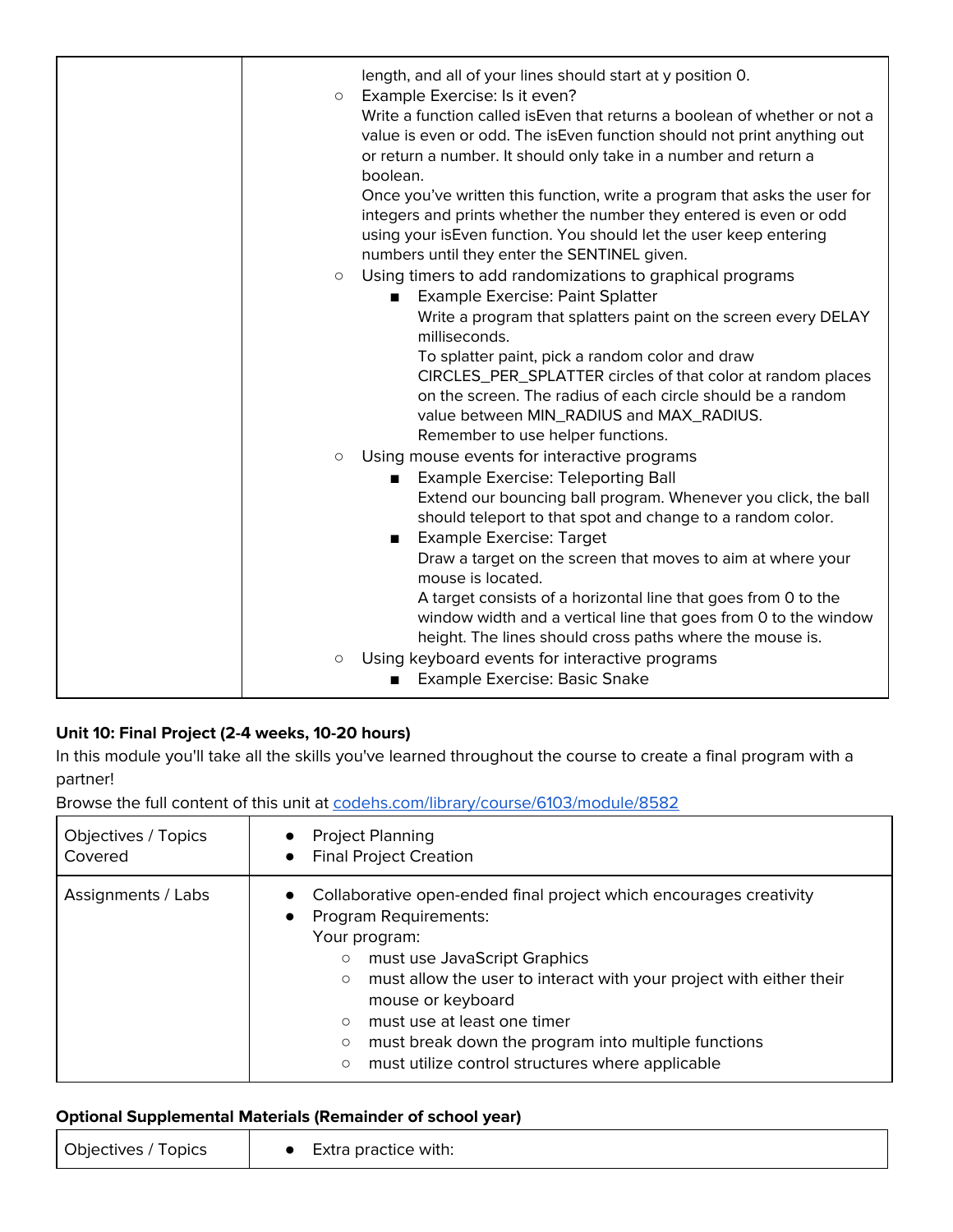| | |
|---|---|
| | length, and all of your lines should start at y position 0.<br>○ Example Exercise: Is it even?<br>Write a function called isEven that returns a boolean of whether or not a value is even or odd. The isEven function should not print anything out or return a number. It should only take in a number and return a boolean.<br>Once you've written this function, write a program that asks the user for integers and prints whether the number they entered is even or odd using your isEven function. You should let the user keep entering numbers until they enter the SENTINEL given.<br>○ Using timers to add randomizations to graphical programs<br>■ Example Exercise: Paint Splatter<br>Write a program that splatters paint on the screen every DELAY milliseconds.<br>To splatter paint, pick a random color and draw CIRCLES_PER_SPLATTER circles of that color at random places on the screen. The radius of each circle should be a random value between MIN_RADIUS and MAX_RADIUS.<br>Remember to use helper functions.<br>○ Using mouse events for interactive programs<br>■ Example Exercise: Teleporting Ball<br>Extend our bouncing ball program. Whenever you click, the ball should teleport to that spot and change to a random color.<br>■ Example Exercise: Target<br>Draw a target on the screen that moves to aim at where your mouse is located.<br>A target consists of a horizontal line that goes from 0 to the window width and a vertical line that goes from 0 to the window height. The lines should cross paths where the mouse is.<br>○ Using keyboard events for interactive programs<br>■ Example Exercise: Basic Snake |

**Unit 10: Final Project (2-4 weeks, 10-20 hours)**

In this module you'll take all the skills you've learned throughout the course to create a final program with a partner!

Browse the full content of this unit at [codehs.com/library/course/6103/module/8582](https://codehs.com/library/course/6103/module/8582)

| | |
|---|---|
| Objectives / Topics Covered | ● Project Planning<br>● Final Project Creation |
| Assignments / Labs | ● Collaborative open-ended final project which encourages creativity<br>● Program Requirements:<br>Your program:<br>○ must use JavaScript Graphics<br>○ must allow the user to interact with your project with either their mouse or keyboard<br>○ must use at least one timer<br>○ must break down the program into multiple functions<br>○ must utilize control structures where applicable |

**Optional Supplemental Materials (Remainder of school year)**

| | |
|---|---|
| Objectives / Topics | ● Extra practice with: |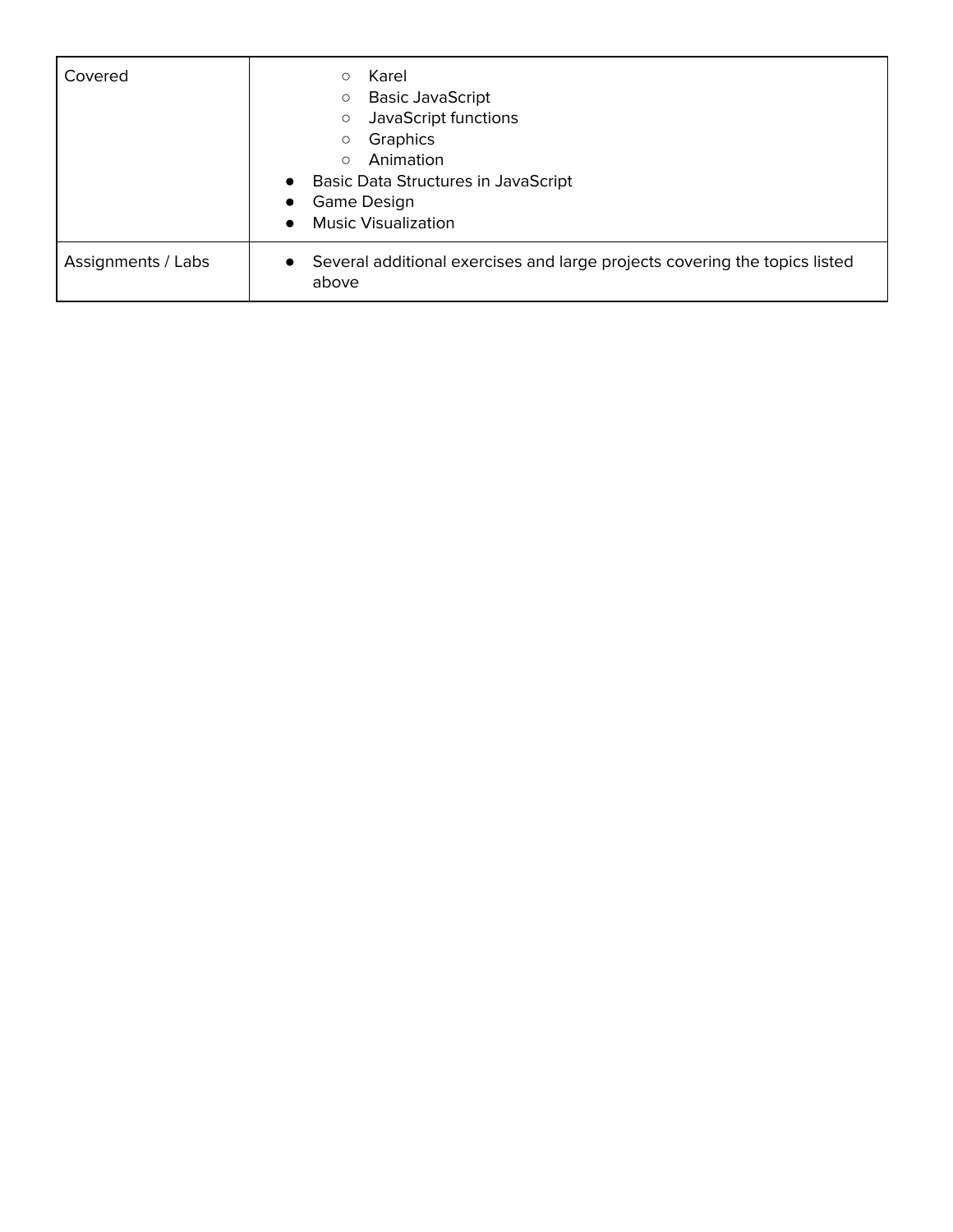| | |
|---|---|
| Covered | ◦ Karel<br>◦ Basic JavaScript<br>◦ JavaScript functions<br>◦ Graphics<br>◦ Animation<br>• Basic Data Structures in JavaScript<br>• Game Design<br>• Music Visualization |
| Assignments / Labs | • Several additional exercises and large projects covering the topics listed above |